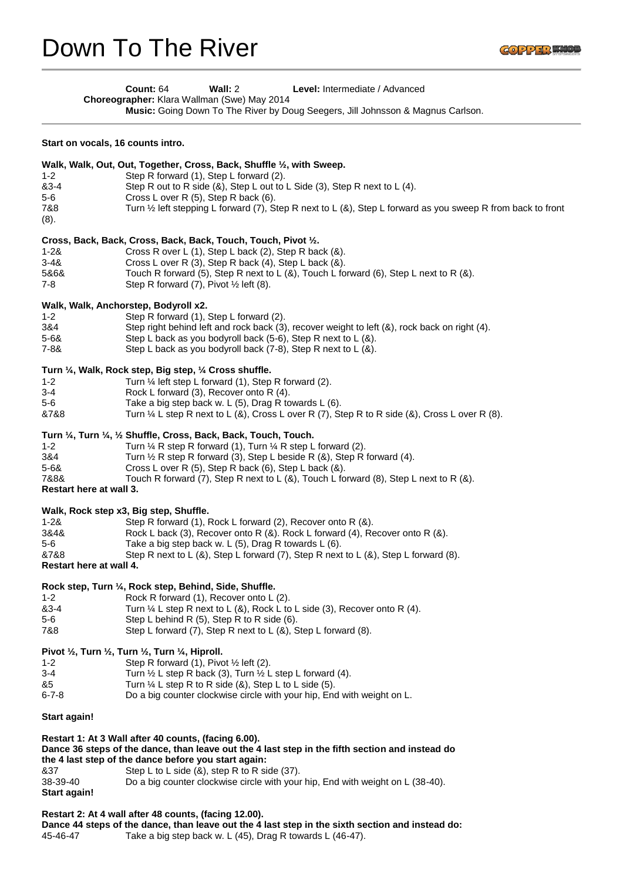# Down To The River

**Count:** 64 **Wall:** 2 **Level:** Intermediate / Advanced
**Choreographer:** Klara Wallman (Swe) May 2014
**Music:** Going Down To The River by Doug Seegers, Jill Johnsson & Magnus Carlson.

---

**Start on vocals, 16 counts intro.**

**Walk, Walk, Out, Out, Together, Cross, Back, Shuffle ½, with Sweep.**

| | |
|---|---|
| 1-2 | Step R forward (1), Step L forward (2). |
| &3-4 | Step R out to R side (&), Step L out to L Side (3), Step R next to L (4). |
| 5-6 | Cross L over R (5), Step R back (6). |
| 7&8 | Turn ½ left stepping L forward (7), Step R next to L (&), Step L forward as you sweep R from back to front (8). |

**Cross, Back, Back, Cross, Back, Back, Touch, Touch, Pivot ½.**

| | |
|---|---|
| 1-2& | Cross R over L (1), Step L back (2), Step R back (&). |
| 3-4& | Cross L over R (3), Step R back (4), Step L back (&). |
| 5&6& | Touch R forward (5), Step R next to L (&), Touch L forward (6), Step L next to R (&). |
| 7-8 | Step R forward (7), Pivot ½ left (8). |

**Walk, Walk, Anchorstep, Bodyroll x2.**

| | |
|---|---|
| 1-2 | Step R forward (1), Step L forward (2). |
| 3&4 | Step right behind left and rock back (3), recover weight to left (&), rock back on right (4). |
| 5-6& | Step L back as you bodyroll back (5-6), Step R next to L (&). |
| 7-8& | Step L back as you bodyroll back (7-8), Step R next to L (&). |

**Turn ¼, Walk, Rock step, Big step, ¼ Cross shuffle.**

| | |
|---|---|
| 1-2 | Turn ¼ left step L forward (1), Step R forward (2). |
| 3-4 | Rock L forward (3), Recover onto R (4). |
| 5-6 | Take a big step back w. L (5), Drag R towards L (6). |
| &7&8 | Turn ¼ L step R next to L (&), Cross L over R (7), Step R to R side (&), Cross L over R (8). |

**Turn ¼, Turn ¼, ½ Shuffle, Cross, Back, Back, Touch, Touch.**

| | |
|---|---|
| 1-2 | Turn ¼ R step R forward (1), Turn ¼ R step L forward (2). |
| 3&4 | Turn ½ R step R forward (3), Step L beside R (&), Step R forward (4). |
| 5-6& | Cross L over R (5), Step R back (6), Step L back (&). |
| 7&8& | Touch R forward (7), Step R next to L (&), Touch L forward (8), Step L next to R (&). |

**Restart here at wall 3.**

**Walk, Rock step x3, Big step, Shuffle.**

| | |
|---|---|
| 1-2& | Step R forward (1), Rock L forward (2), Recover onto R (&). |
| 3&4& | Rock L back (3), Recover onto R (&). Rock L forward (4), Recover onto R (&). |
| 5-6 | Take a big step back w. L (5), Drag R towards L (6). |
| &7&8 | Step R next to L (&), Step L forward (7), Step R next to L (&), Step L forward (8). |

**Restart here at wall 4.**

**Rock step, Turn ¼, Rock step, Behind, Side, Shuffle.**

| | |
|---|---|
| 1-2 | Rock R forward (1), Recover onto L (2). |
| &3-4 | Turn ¼ L step R next to L (&), Rock L to L side (3), Recover onto R (4). |
| 5-6 | Step L behind R (5), Step R to R side (6). |
| 7&8 | Step L forward (7), Step R next to L (&), Step L forward (8). |

**Pivot ½, Turn ½, Turn ½, Turn ¼, Hiproll.**

| | |
|---|---|
| 1-2 | Step R forward (1), Pivot ½ left (2). |
| 3-4 | Turn ½ L step R back (3), Turn ½ L step L forward (4). |
| &5 | Turn ¼ L step R to R side (&), Step L to L side (5). |
| 6-7-8 | Do a big counter clockwise circle with your hip, End with weight on L. |

**Start again!**

**Restart 1: At 3 Wall after 40 counts, (facing 6.00).**
**Dance 36 steps of the dance, than leave out the 4 last step in the fifth section and instead do the 4 last step of the dance before you start again:**

| | |
|---|---|
| &37 | Step L to L side (&), step R to R side (37). |
| 38-39-40 | Do a big counter clockwise circle with your hip, End with weight on L (38-40). |

**Start again!**

**Restart 2: At 4 wall after 48 counts, (facing 12.00).**
**Dance 44 steps of the dance, than leave out the 4 last step in the sixth section and instead do:**

| | |
|---|---|
| 45-46-47 | Take a big step back w. L (45), Drag R towards L (46-47). |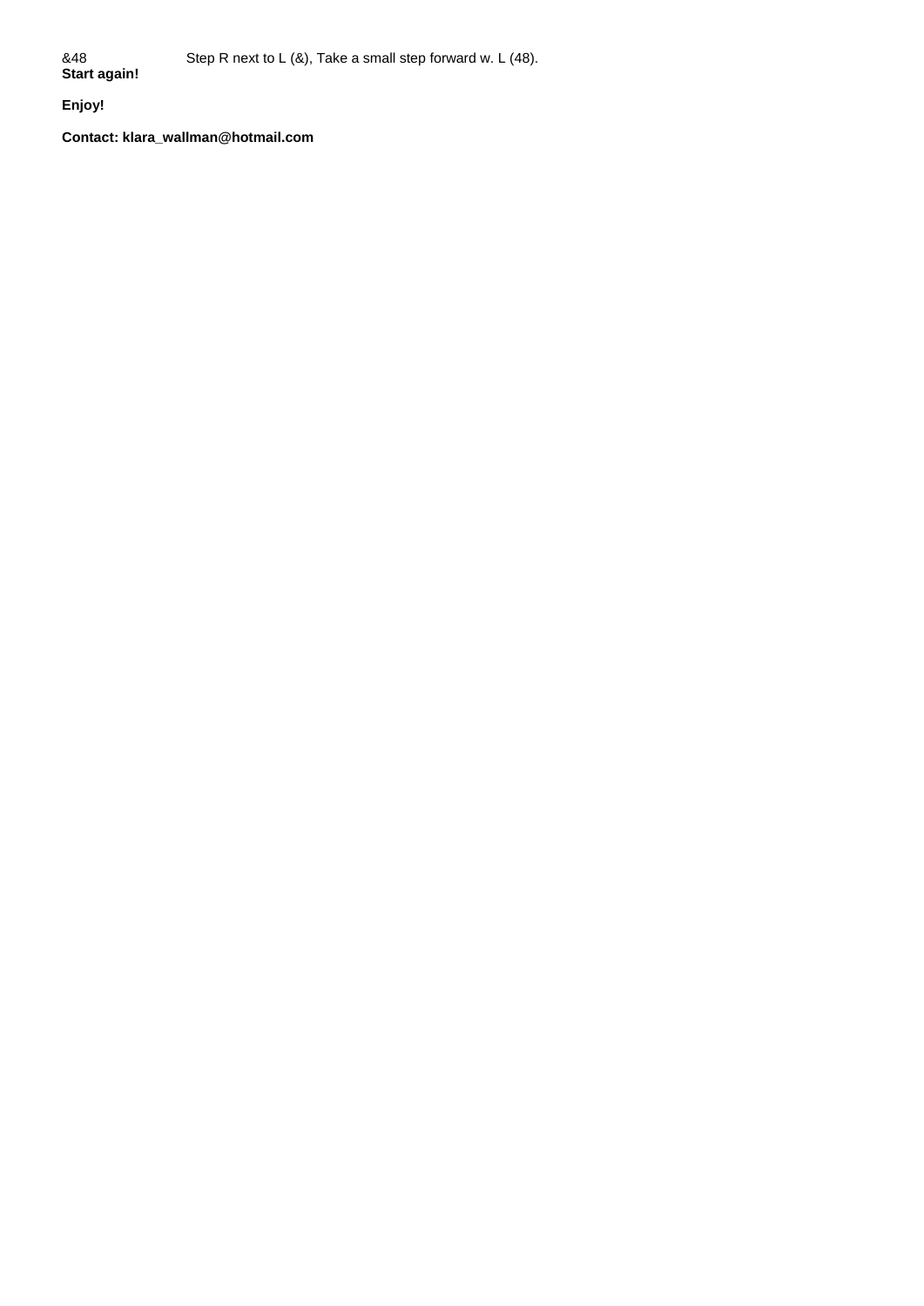&48 Step R next to L (&), Take a small step forward w. L (48).

**Start again!**

**Enjoy!**

**Contact: klara_wallman@hotmail.com**